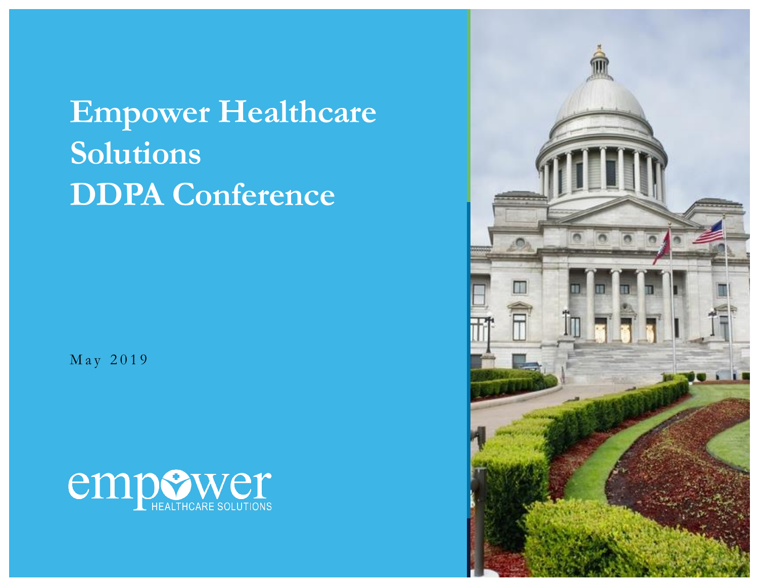# Empower Healthcare Solutions DDPA Conference

May 2019

empower HEALTHCARE SOLUTIONS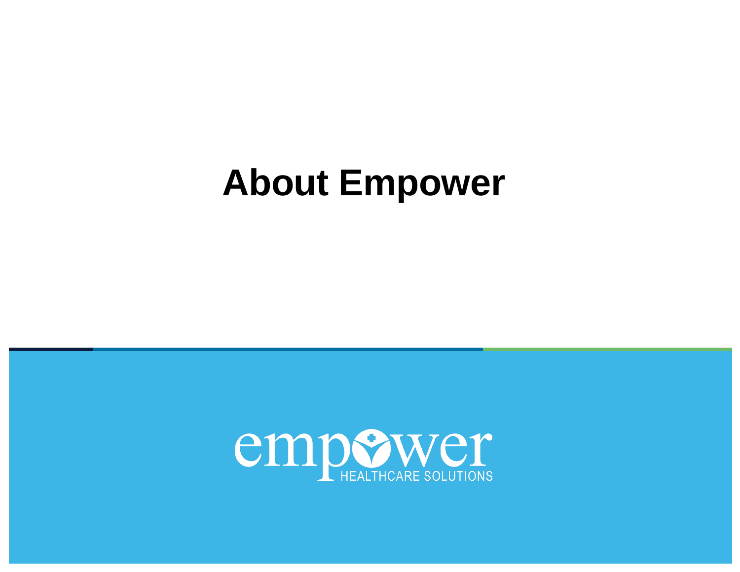# About Empower

empower HEALTHCARE SOLUTIONS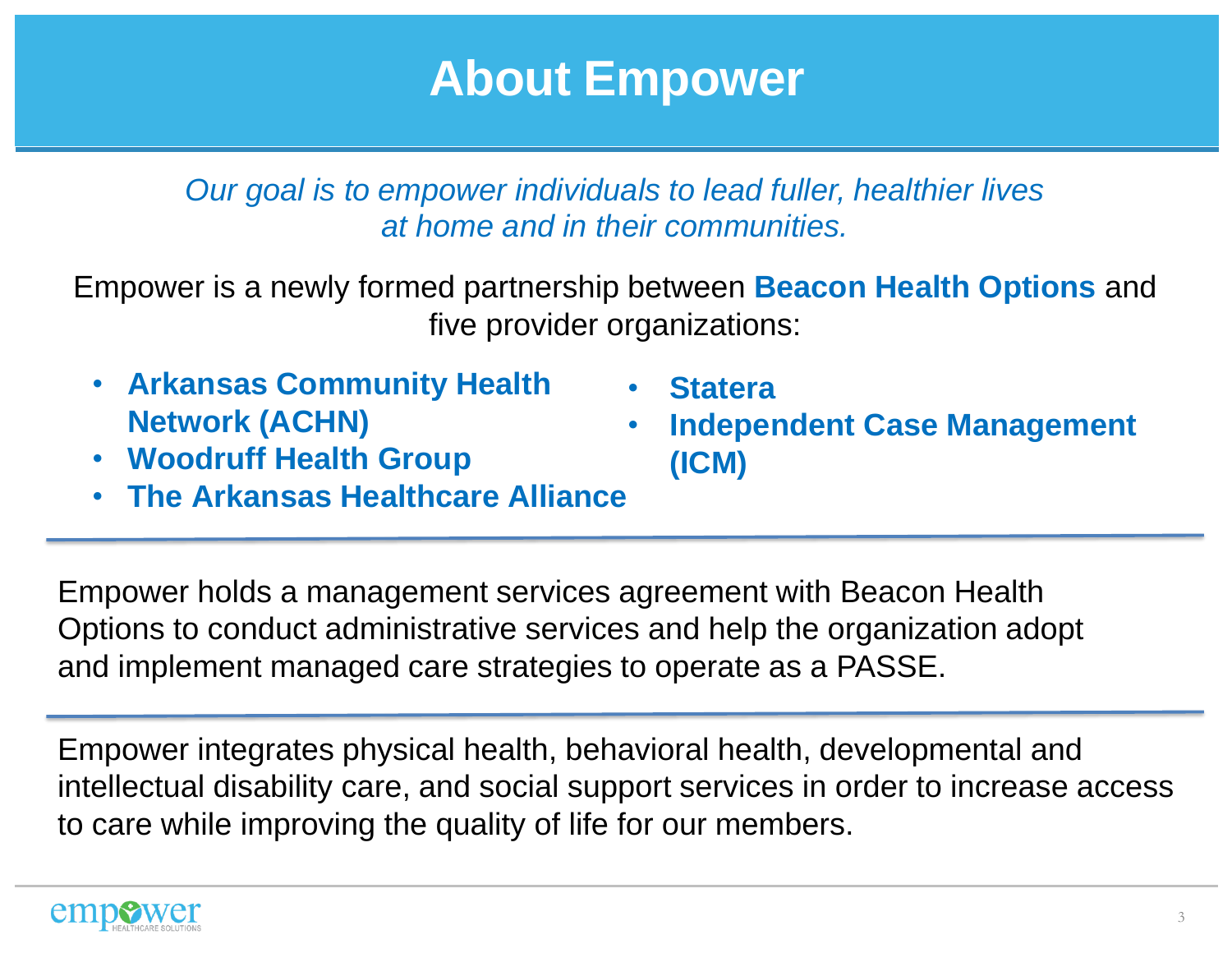# About Empower

*Our goal is to empower individuals to lead fuller, healthier lives at home and in their communities.*

Empower is a newly formed partnership between **Beacon Health Options** and five provider organizations:

- **Arkansas Community Health Network (ACHN)**
- **Woodruff Health Group**
- **The Arkansas Healthcare Alliance**
- **Statera**
- **Independent Case Management (ICM)**

---

Empower holds a management services agreement with Beacon Health Options to conduct administrative services and help the organization adopt and implement managed care strategies to operate as a PASSE.

---

Empower integrates physical health, behavioral health, developmental and intellectual disability care, and social support services in order to increase access to care while improving the quality of life for our members.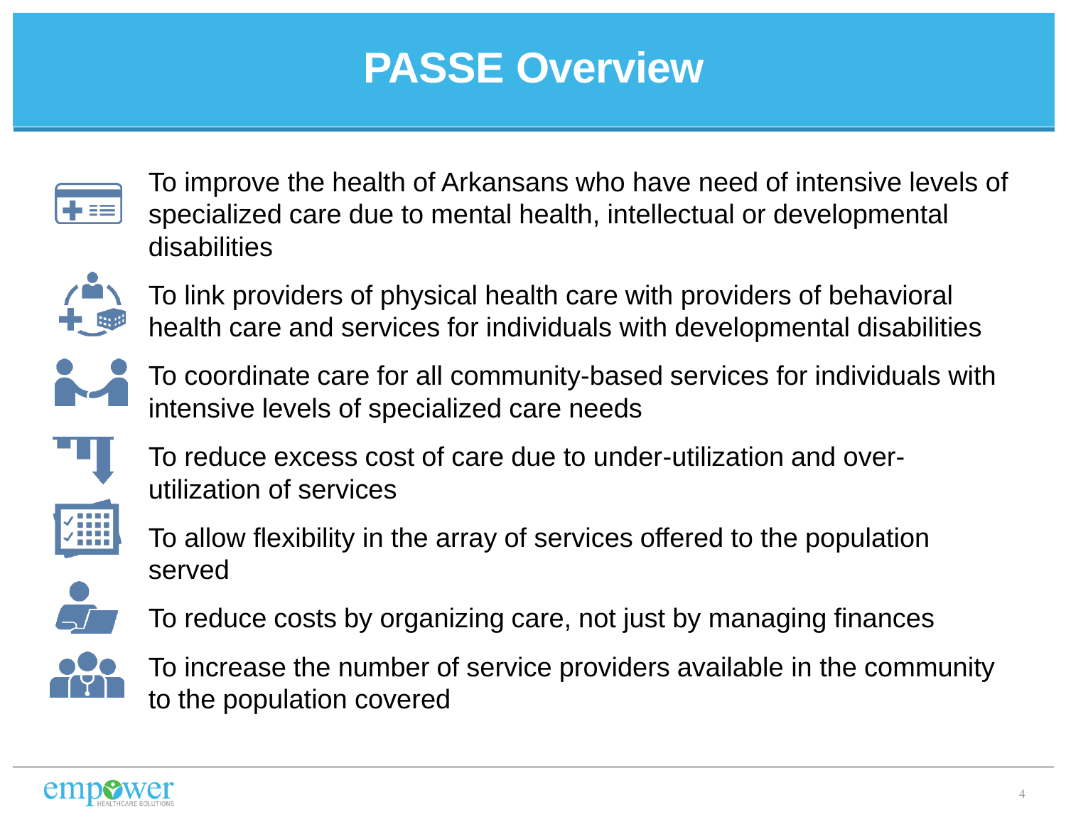# PASSE Overview

- To improve the health of Arkansans who have need of intensive levels of specialized care due to mental health, intellectual or developmental disabilities
- To link providers of physical health care with providers of behavioral health care and services for individuals with developmental disabilities
- To coordinate care for all community-based services for individuals with intensive levels of specialized care needs
- To reduce excess cost of care due to under-utilization and over-utilization of services
- To allow flexibility in the array of services offered to the population served
- To reduce costs by organizing care, not just by managing finances
- To increase the number of service providers available in the community to the population covered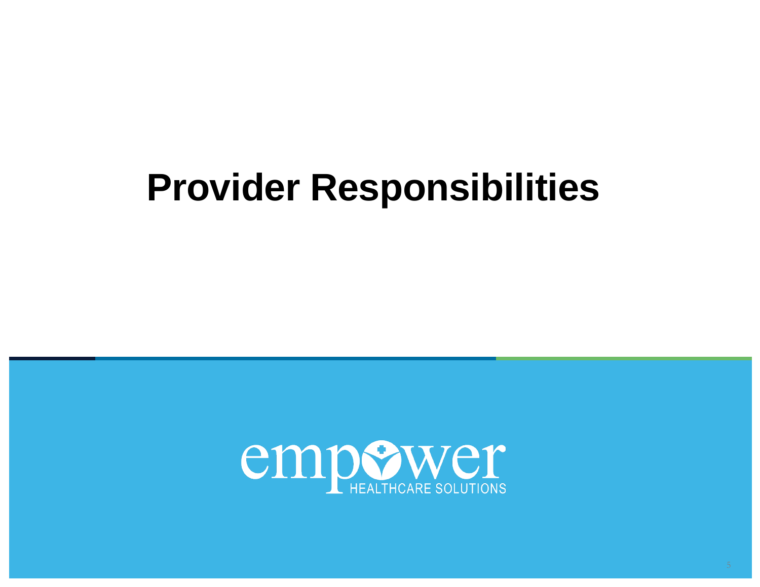# Provider Responsibilities

empower HEALTHCARE SOLUTIONS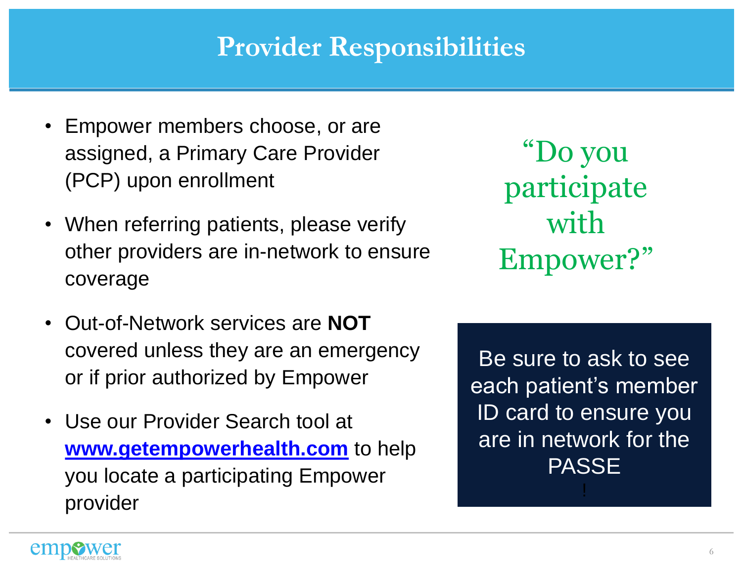# Provider Responsibilities

- Empower members choose, or are assigned, a Primary Care Provider (PCP) upon enrollment
- When referring patients, please verify other providers are in-network to ensure coverage
- Out-of-Network services are **NOT** covered unless they are an emergency or if prior authorized by Empower
- Use our Provider Search tool at **[www.getempowerhealth.com](http://www.getempowerhealth.com)** to help you locate a participating Empower provider

"Do you participate with Empower?"

Be sure to ask to see each patient's member ID card to ensure you are in network for the PASSE !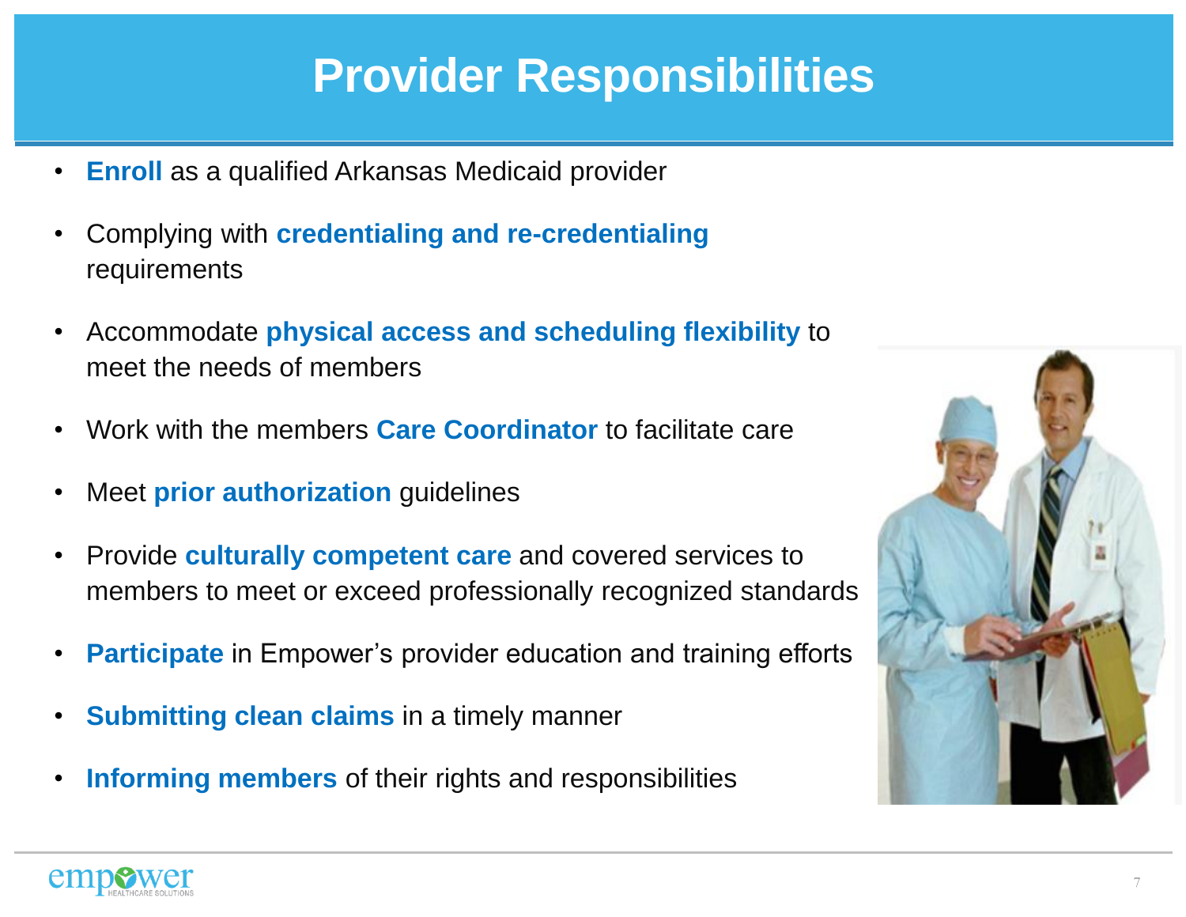# Provider Responsibilities

- **Enroll** as a qualified Arkansas Medicaid provider
- Complying with **credentialing and re-credentialing** requirements
- Accommodate **physical access and scheduling flexibility** to meet the needs of members
- Work with the members **Care Coordinator** to facilitate care
- Meet **prior authorization** guidelines
- Provide **culturally competent care** and covered services to members to meet or exceed professionally recognized standards
- **Participate** in Empower's provider education and training efforts
- **Submitting clean claims** in a timely manner
- **Informing members** of their rights and responsibilities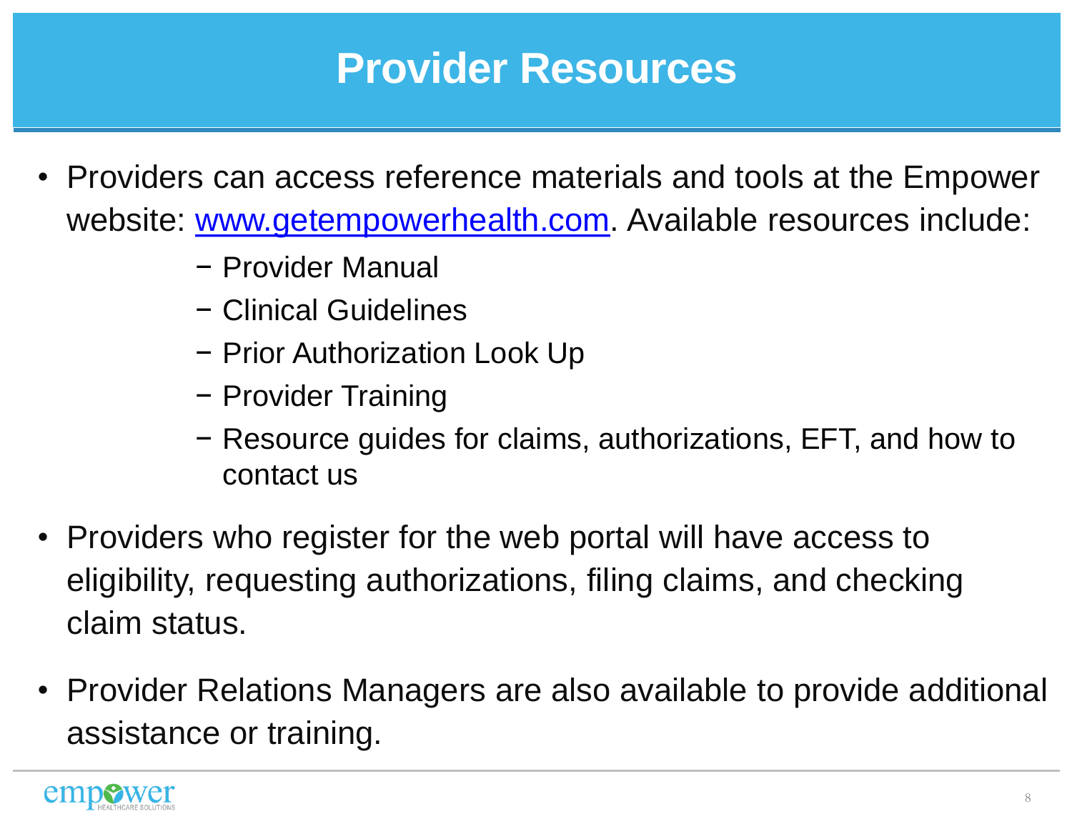# Provider Resources

- Providers can access reference materials and tools at the Empower website: [www.getempowerhealth.com](www.getempowerhealth.com). Available resources include:
  - Provider Manual
  - Clinical Guidelines
  - Prior Authorization Look Up
  - Provider Training
  - Resource guides for claims, authorizations, EFT, and how to contact us
- Providers who register for the web portal will have access to eligibility, requesting authorizations, filing claims, and checking claim status.
- Provider Relations Managers are also available to provide additional assistance or training.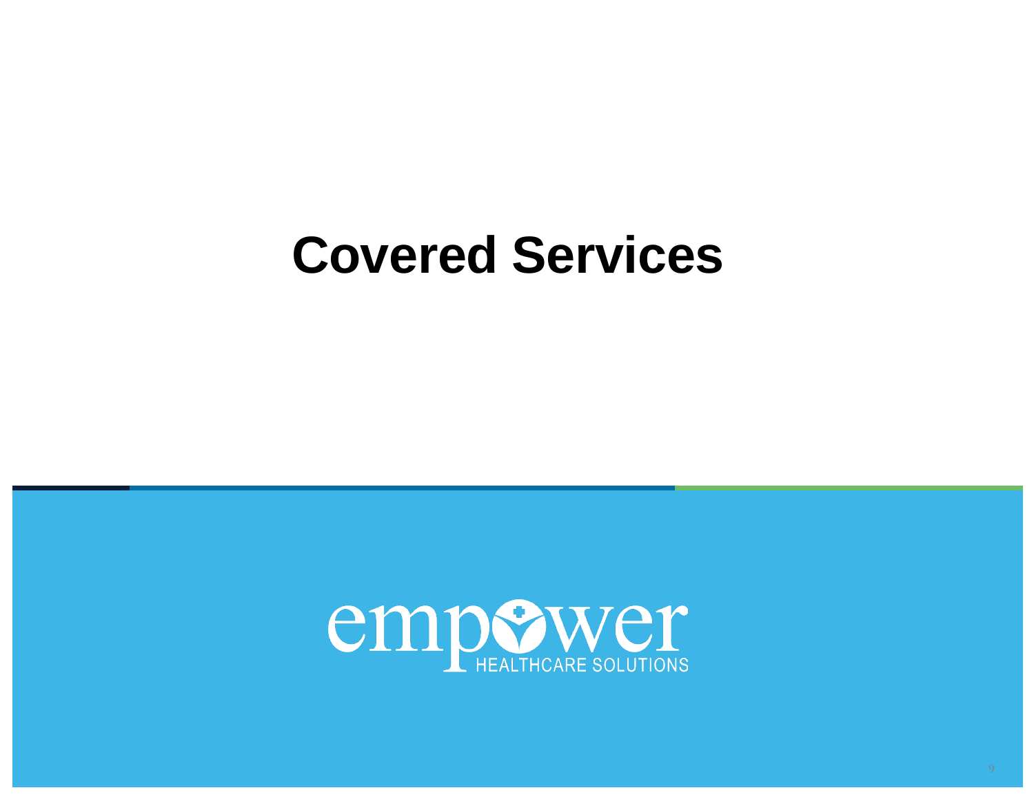# Covered Services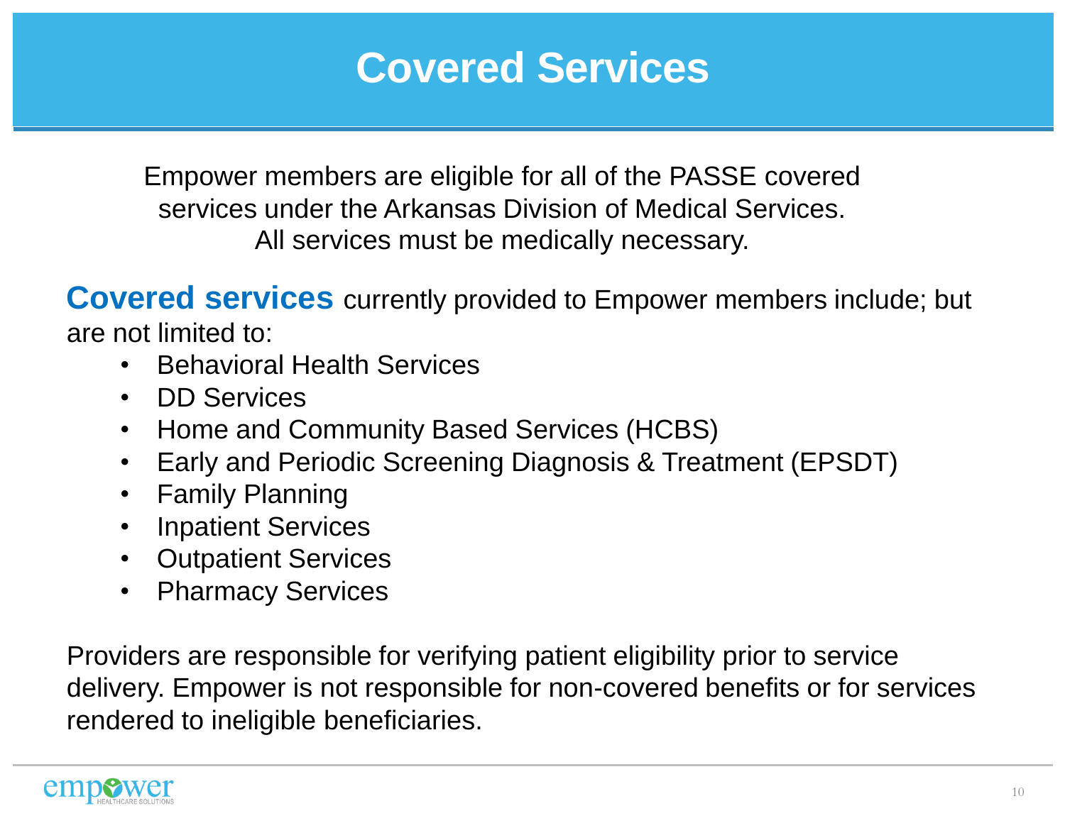# Covered Services

Empower members are eligible for all of the PASSE covered services under the Arkansas Division of Medical Services. All services must be medically necessary.

**Covered services** currently provided to Empower members include; but are not limited to:

- Behavioral Health Services
- DD Services
- Home and Community Based Services (HCBS)
- Early and Periodic Screening Diagnosis & Treatment (EPSDT)
- Family Planning
- Inpatient Services
- Outpatient Services
- Pharmacy Services

Providers are responsible for verifying patient eligibility prior to service delivery. Empower is not responsible for non-covered benefits or for services rendered to ineligible beneficiaries.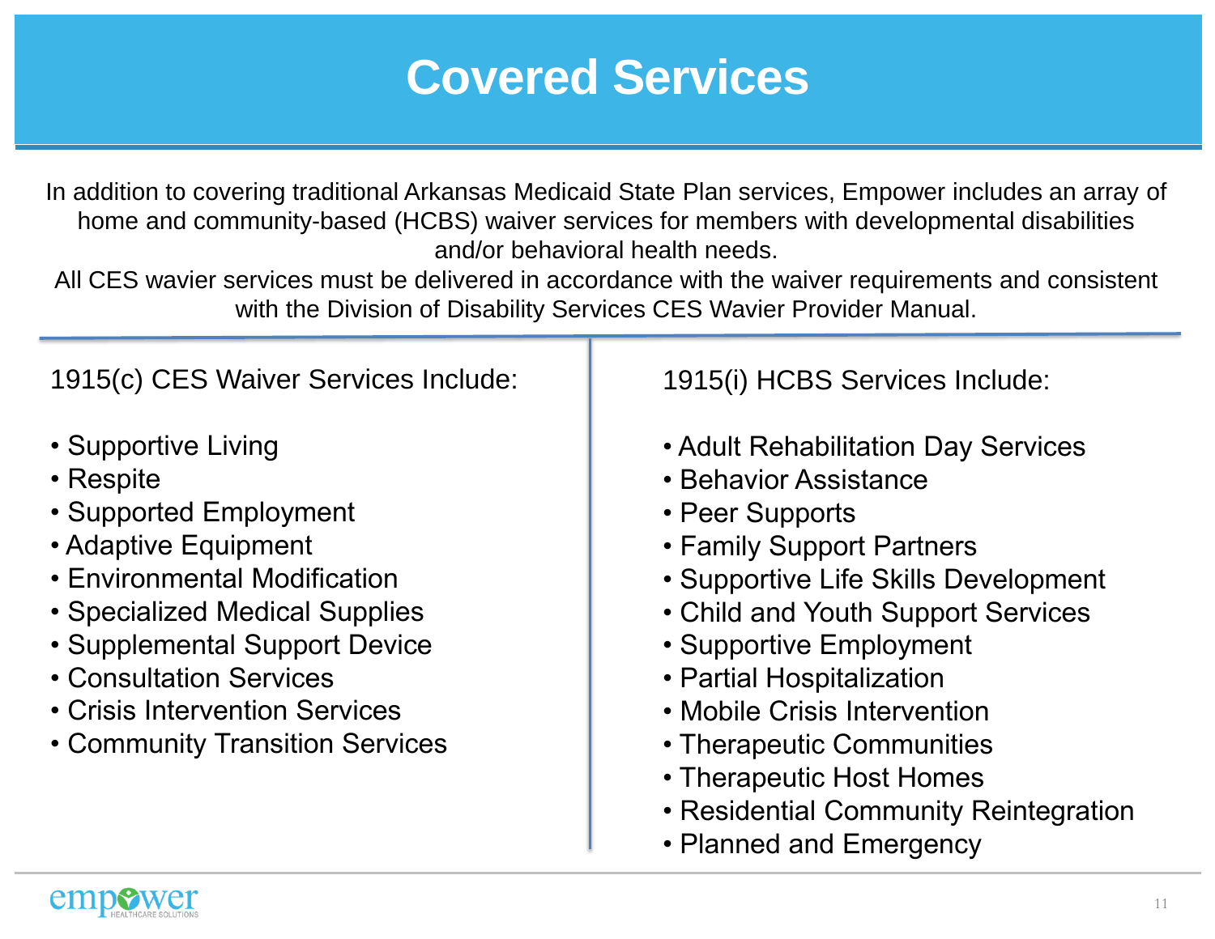# Covered Services

In addition to covering traditional Arkansas Medicaid State Plan services, Empower includes an array of home and community-based (HCBS) waiver services for members with developmental disabilities and/or behavioral health needs.

All CES wavier services must be delivered in accordance with the waiver requirements and consistent with the Division of Disability Services CES Wavier Provider Manual.

1915(c) CES Waiver Services Include:

- Supportive Living
- Respite
- Supported Employment
- Adaptive Equipment
- Environmental Modification
- Specialized Medical Supplies
- Supplemental Support Device
- Consultation Services
- Crisis Intervention Services
- Community Transition Services

1915(i) HCBS Services Include:

- Adult Rehabilitation Day Services
- Behavior Assistance
- Peer Supports
- Family Support Partners
- Supportive Life Skills Development
- Child and Youth Support Services
- Supportive Employment
- Partial Hospitalization
- Mobile Crisis Intervention
- Therapeutic Communities
- Therapeutic Host Homes
- Residential Community Reintegration
- Planned and Emergency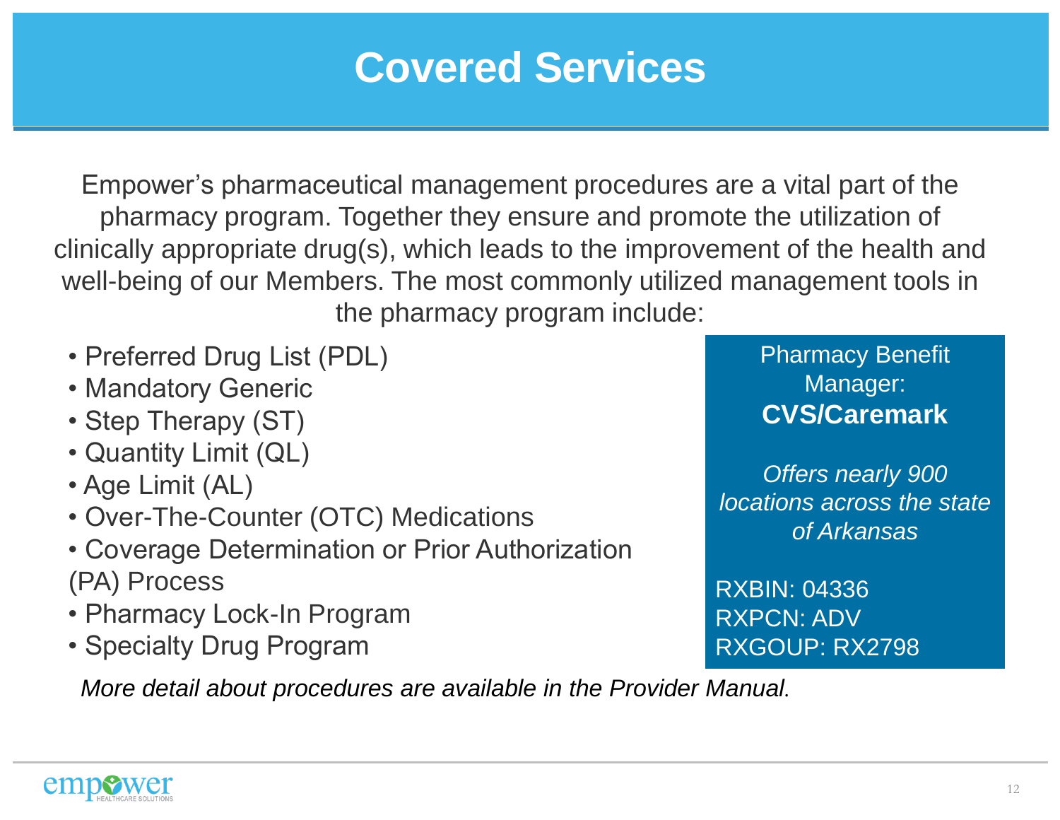# Covered Services

Empower's pharmaceutical management procedures are a vital part of the pharmacy program. Together they ensure and promote the utilization of clinically appropriate drug(s), which leads to the improvement of the health and well-being of our Members. The most commonly utilized management tools in the pharmacy program include:

- Preferred Drug List (PDL)
- Mandatory Generic
- Step Therapy (ST)
- Quantity Limit (QL)
- Age Limit (AL)
- Over-The-Counter (OTC) Medications
- Coverage Determination or Prior Authorization (PA) Process
- Pharmacy Lock-In Program
- Specialty Drug Program

Pharmacy Benefit Manager:
**CVS/Caremark**

*Offers nearly 900 locations across the state of Arkansas*

RXBIN: 04336
RXPCN: ADV
RXGOUP: RX2798

*More detail about procedures are available in the Provider Manual*.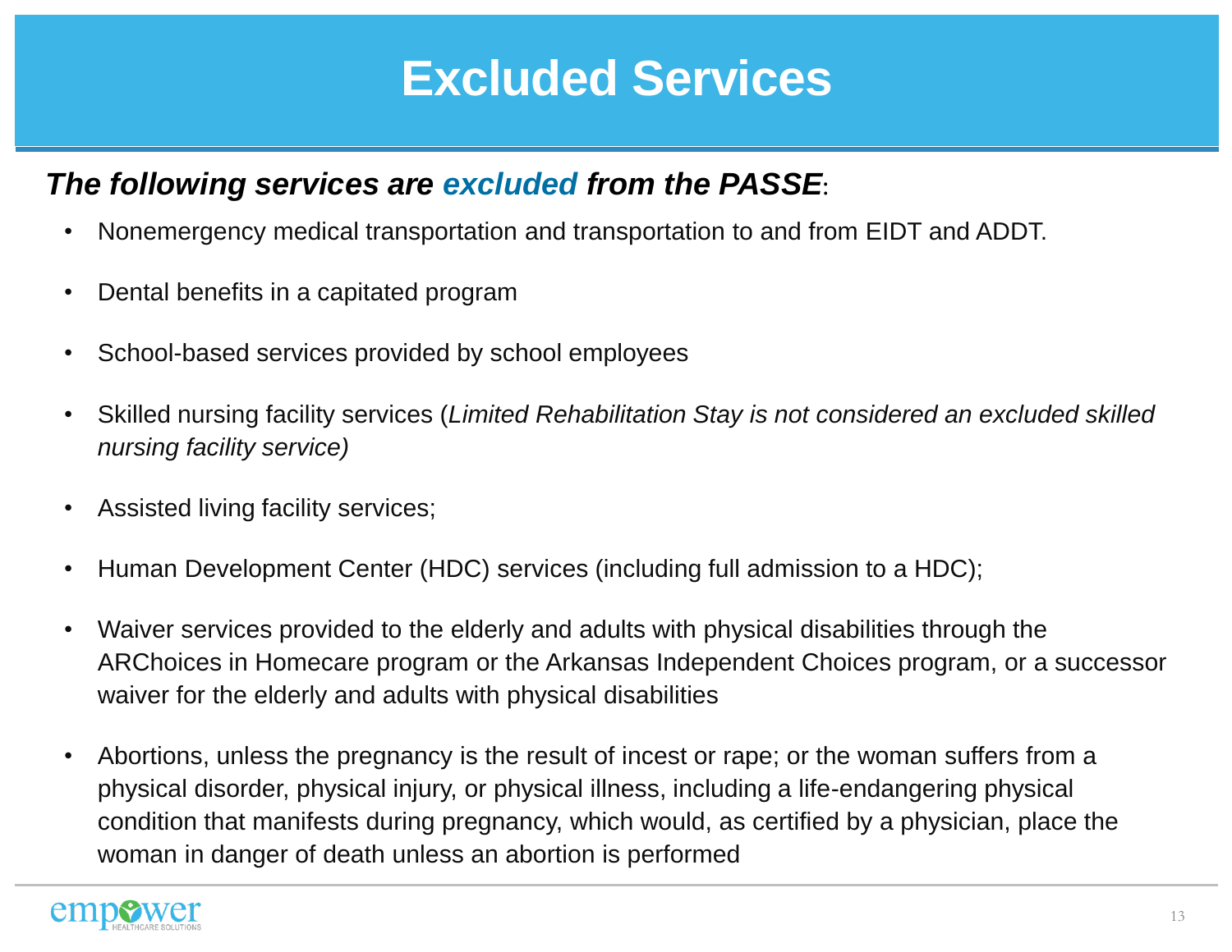# Excluded Services

***The following services are excluded from the PASSE***:

- Nonemergency medical transportation and transportation to and from EIDT and ADDT.
- Dental benefits in a capitated program
- School-based services provided by school employees
- Skilled nursing facility services (*Limited Rehabilitation Stay is not considered an excluded skilled nursing facility service)*
- Assisted living facility services;
- Human Development Center (HDC) services (including full admission to a HDC);
- Waiver services provided to the elderly and adults with physical disabilities through the ARChoices in Homecare program or the Arkansas Independent Choices program, or a successor waiver for the elderly and adults with physical disabilities
- Abortions, unless the pregnancy is the result of incest or rape; or the woman suffers from a physical disorder, physical injury, or physical illness, including a life-endangering physical condition that manifests during pregnancy, which would, as certified by a physician, place the woman in danger of death unless an abortion is performed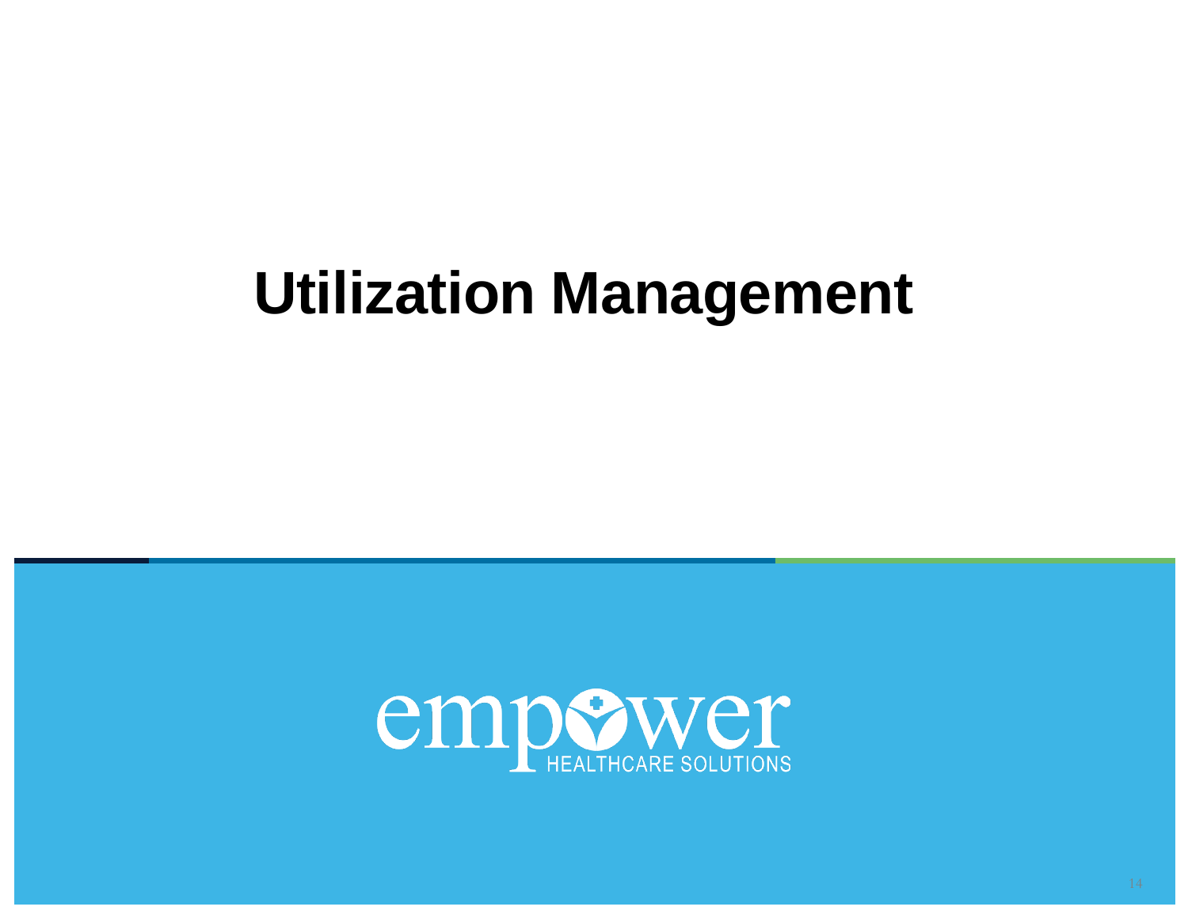# Utilization Management

empower HEALTHCARE SOLUTIONS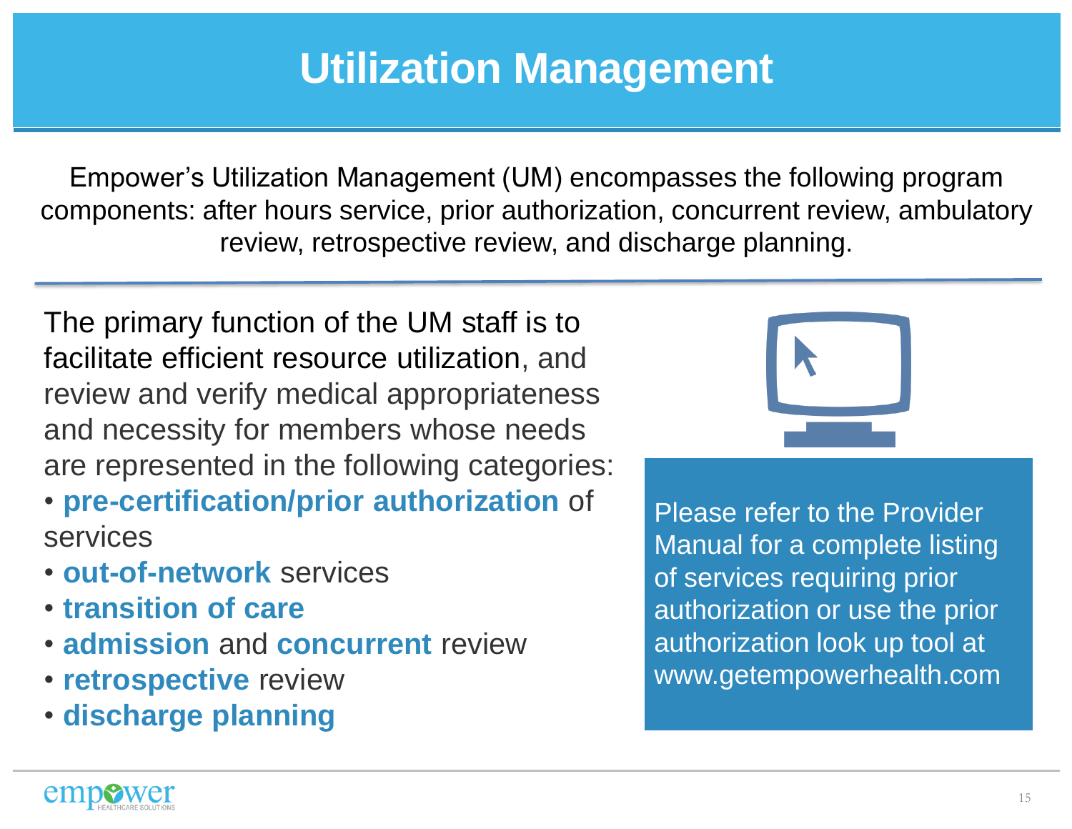# Utilization Management

Empower's Utilization Management (UM) encompasses the following program components: after hours service, prior authorization, concurrent review, ambulatory review, retrospective review, and discharge planning.

The primary function of the UM staff is to facilitate efficient resource utilization, and review and verify medical appropriateness and necessity for members whose needs are represented in the following categories:

- **pre-certification/prior authorization** of services
- **out-of-network** services
- **transition of care**
- **admission** and **concurrent** review
- **retrospective** review
- **discharge planning**

Please refer to the Provider Manual for a complete listing of services requiring prior authorization or use the prior authorization look up tool at www.getempowerhealth.com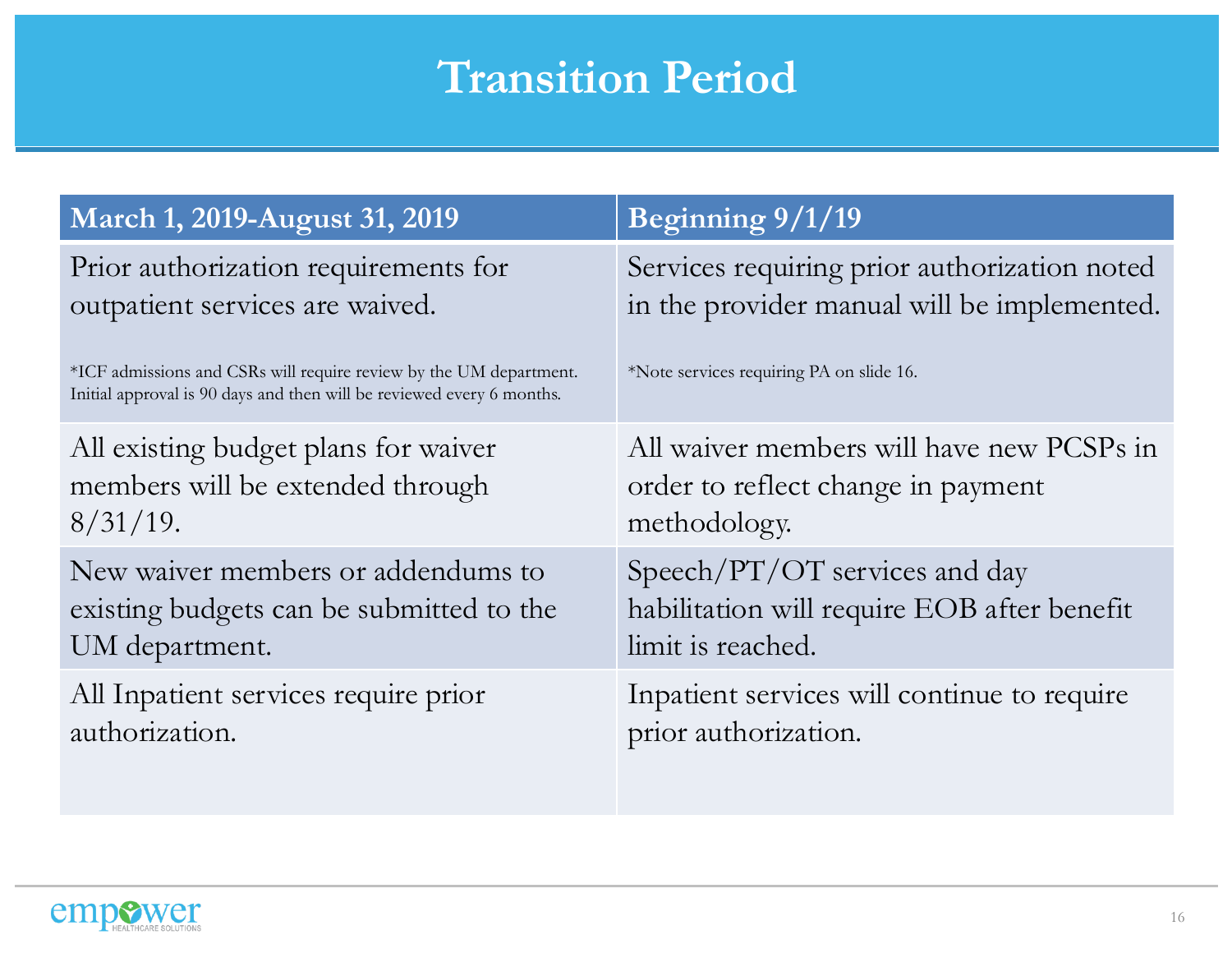# Transition Period

| March 1, 2019-August 31, 2019 | Beginning 9/1/19 |
| --- | --- |
| Prior authorization requirements for outpatient services are waived.<br><br>*ICF admissions and CSRs will require review by the UM department. Initial approval is 90 days and then will be reviewed every 6 months. | Services requiring prior authorization noted in the provider manual will be implemented.<br><br>*Note services requiring PA on slide 16. |
| All existing budget plans for waiver members will be extended through 8/31/19. | All waiver members will have new PCSPs in order to reflect change in payment methodology. |
| New waiver members or addendums to existing budgets can be submitted to the UM department. | Speech/PT/OT services and day habilitation will require EOB after benefit limit is reached. |
| All Inpatient services require prior authorization. | Inpatient services will continue to require prior authorization. |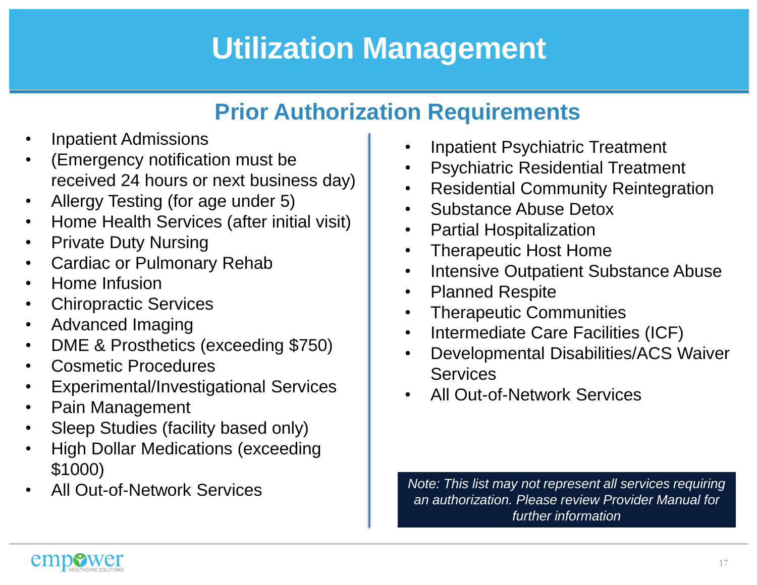# Utilization Management

## Prior Authorization Requirements

- Inpatient Admissions
- (Emergency notification must be received 24 hours or next business day)
- Allergy Testing (for age under 5)
- Home Health Services (after initial visit)
- Private Duty Nursing
- Cardiac or Pulmonary Rehab
- Home Infusion
- Chiropractic Services
- Advanced Imaging
- DME & Prosthetics (exceeding $750)
- Cosmetic Procedures
- Experimental/Investigational Services
- Pain Management
- Sleep Studies (facility based only)
- High Dollar Medications (exceeding $1000)
- All Out-of-Network Services

- Inpatient Psychiatric Treatment
- Psychiatric Residential Treatment
- Residential Community Reintegration
- Substance Abuse Detox
- Partial Hospitalization
- Therapeutic Host Home
- Intensive Outpatient Substance Abuse
- Planned Respite
- Therapeutic Communities
- Intermediate Care Facilities (ICF)
- Developmental Disabilities/ACS Waiver Services
- All Out-of-Network Services

*Note: This list may not represent all services requiring an authorization. Please review Provider Manual for further information*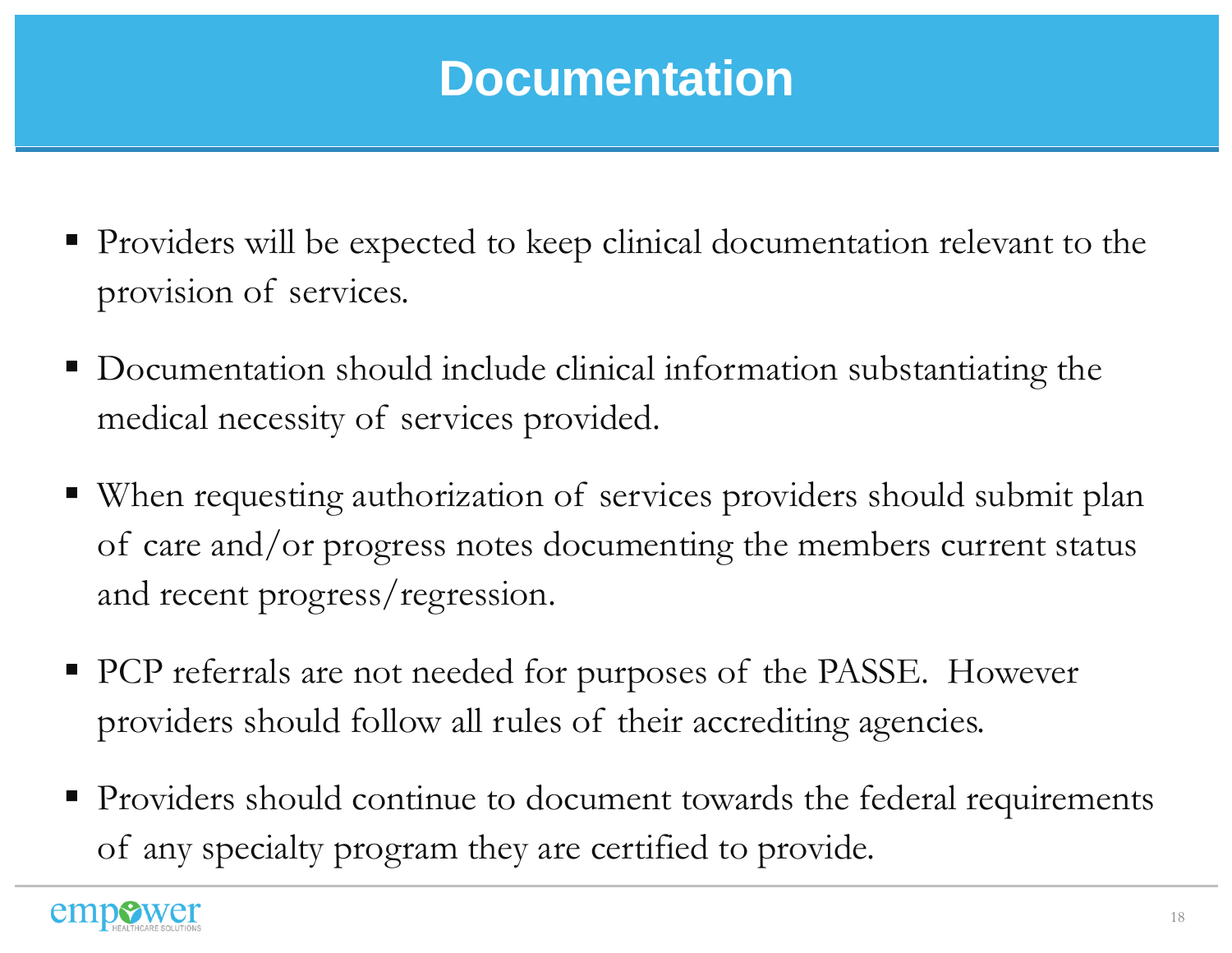# Documentation

- Providers will be expected to keep clinical documentation relevant to the provision of services.
- Documentation should include clinical information substantiating the medical necessity of services provided.
- When requesting authorization of services providers should submit plan of care and/or progress notes documenting the members current status and recent progress/regression.
- PCP referrals are not needed for purposes of the PASSE. However providers should follow all rules of their accrediting agencies.
- Providers should continue to document towards the federal requirements of any specialty program they are certified to provide.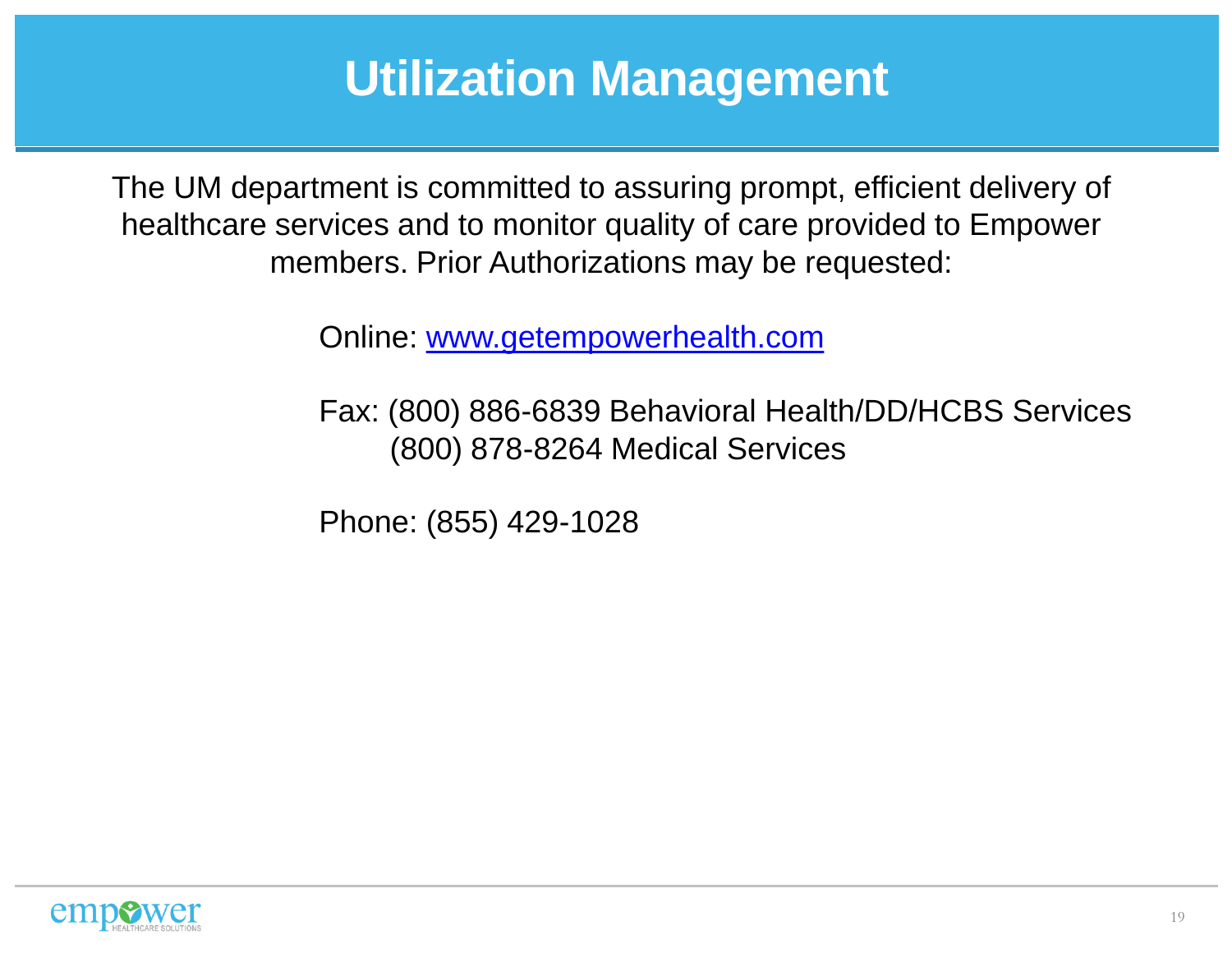# Utilization Management

The UM department is committed to assuring prompt, efficient delivery of healthcare services and to monitor quality of care provided to Empower members. Prior Authorizations may be requested:

Online: www.getempowerhealth.com

Fax: (800) 886-6839 Behavioral Health/DD/HCBS Services
(800) 878-8264 Medical Services

Phone: (855) 429-1028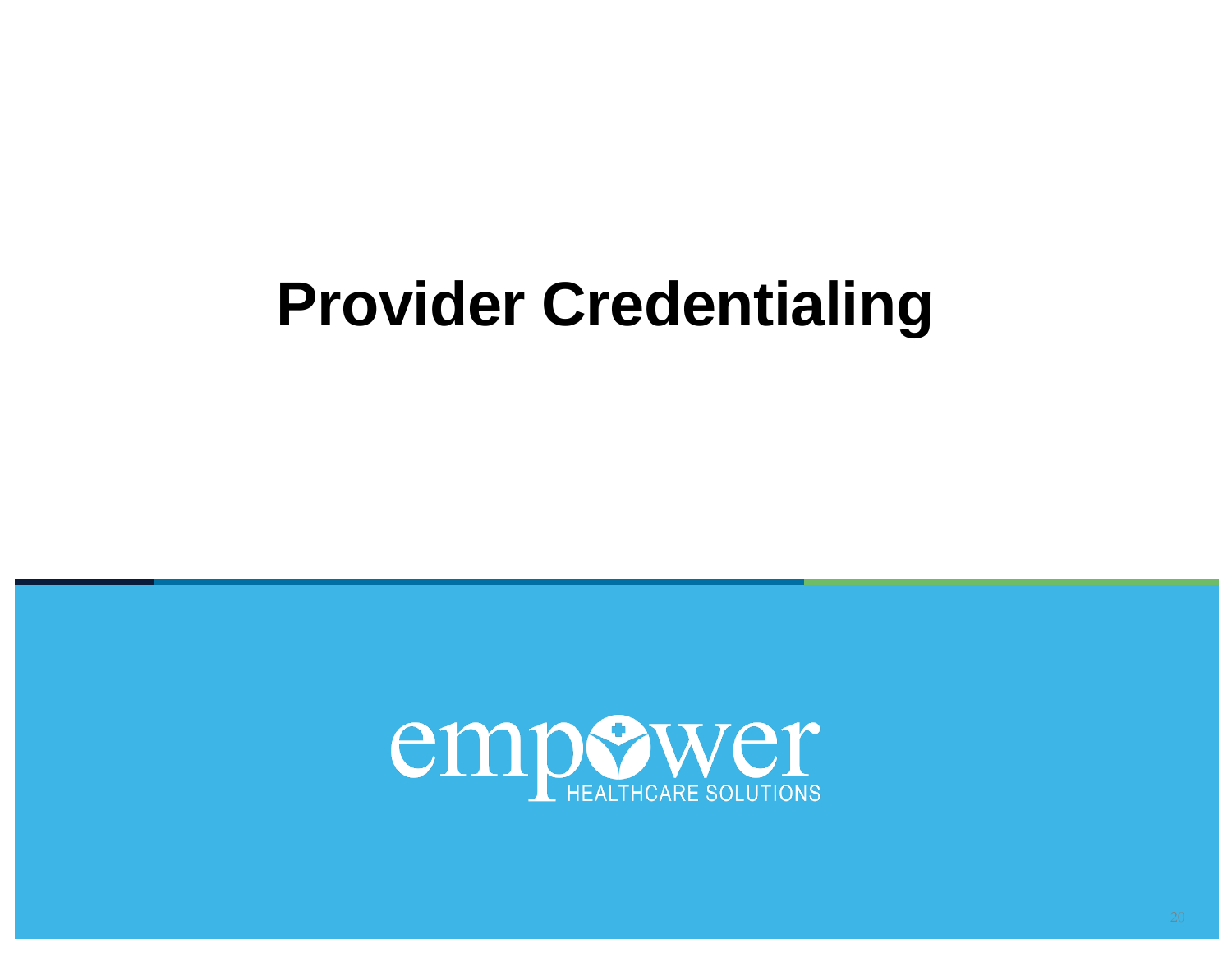# Provider Credentialing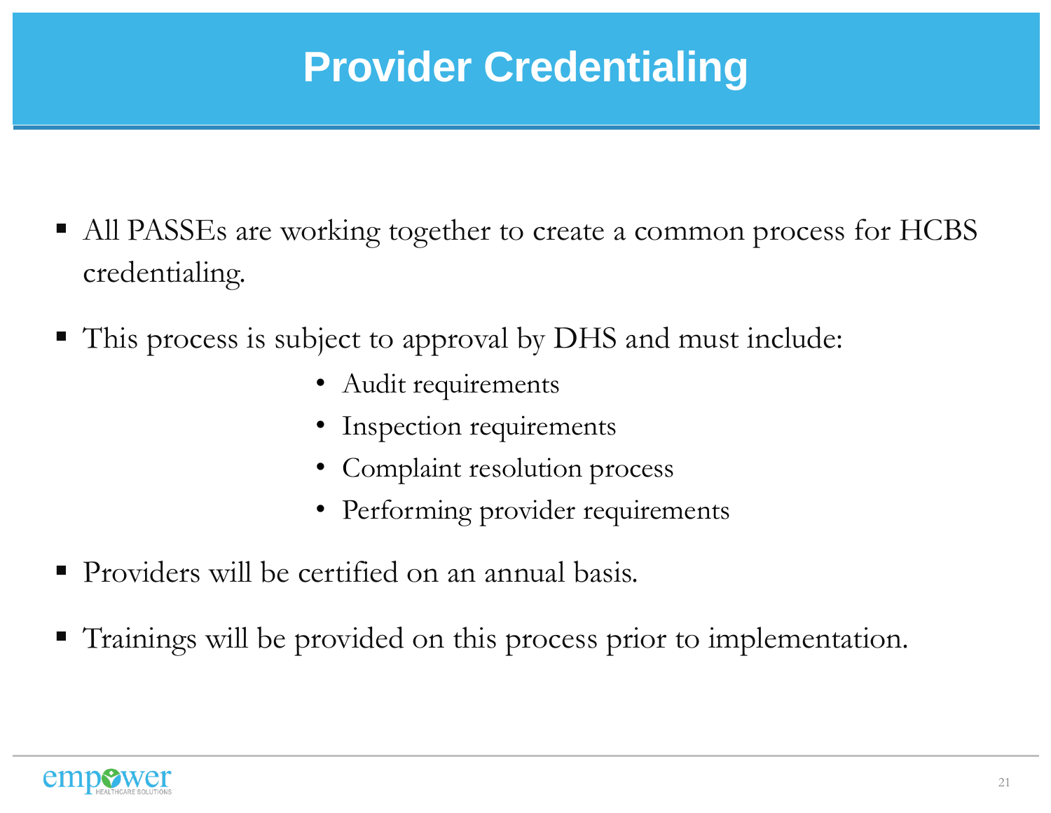# Provider Credentialing

- All PASSEs are working together to create a common process for HCBS credentialing.
- This process is subject to approval by DHS and must include:
  - Audit requirements
  - Inspection requirements
  - Complaint resolution process
  - Performing provider requirements
- Providers will be certified on an annual basis.
- Trainings will be provided on this process prior to implementation.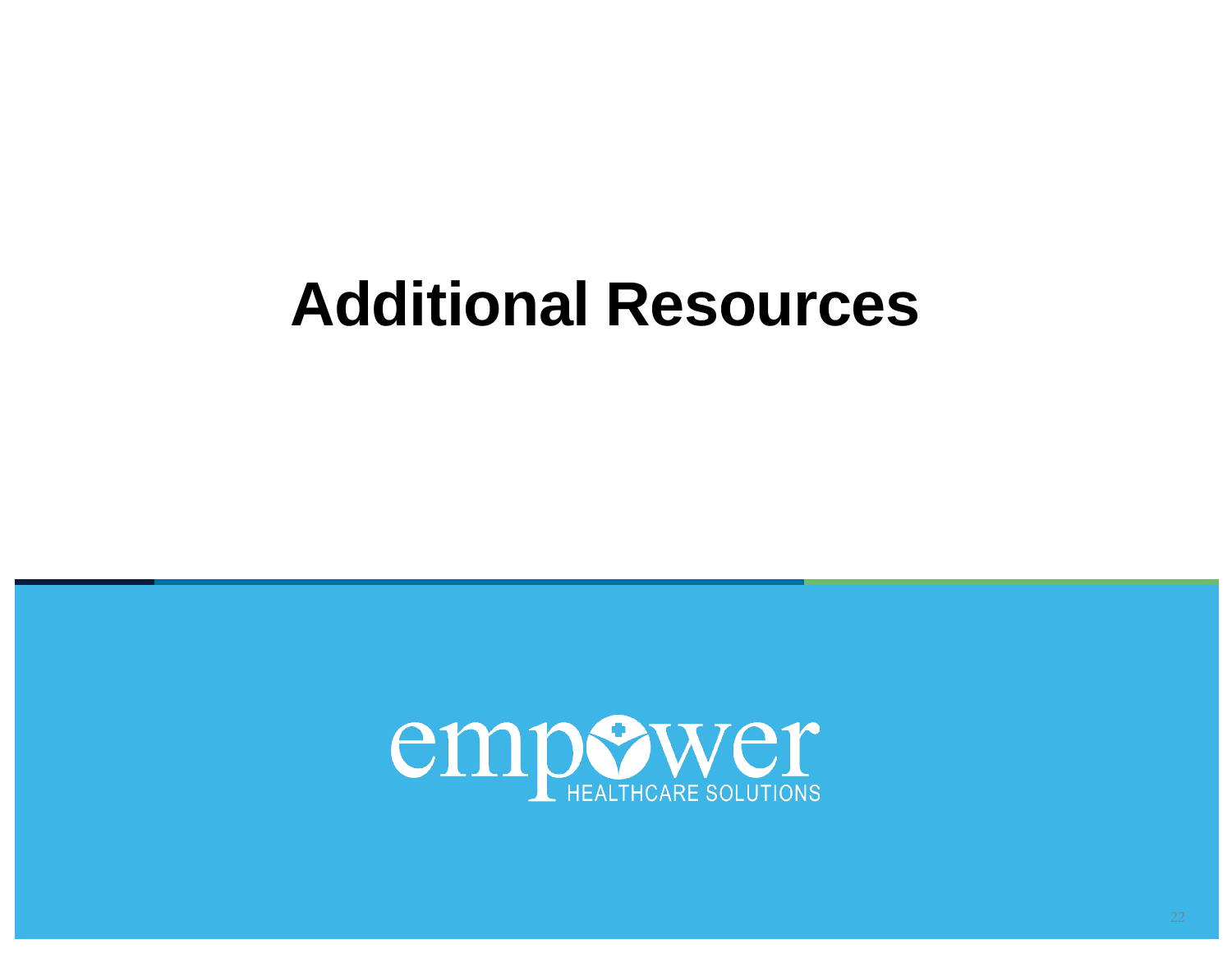# Additional Resources

empower HEALTHCARE SOLUTIONS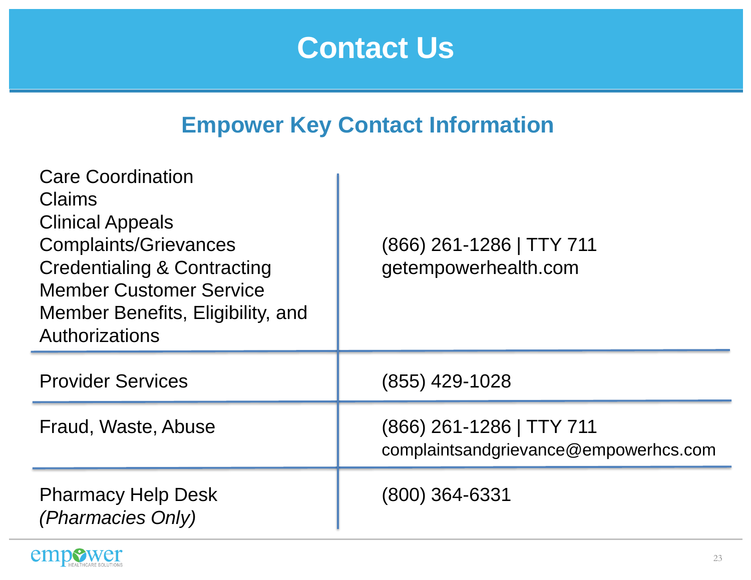# Contact Us

## Empower Key Contact Information

| | |
|---|---|
| Care Coordination<br>Claims<br>Clinical Appeals<br>Complaints/Grievances<br>Credentialing & Contracting<br>Member Customer Service<br>Member Benefits, Eligibility, and Authorizations | (866) 261-1286 \| TTY 711<br>getempowerhealth.com |
| Provider Services | (855) 429-1028 |
| Fraud, Waste, Abuse | (866) 261-1286 \| TTY 711<br>complaintsandgrievance@empowerhcs.com |
| Pharmacy Help Desk<br>*(Pharmacies Only)* | (800) 364-6331 |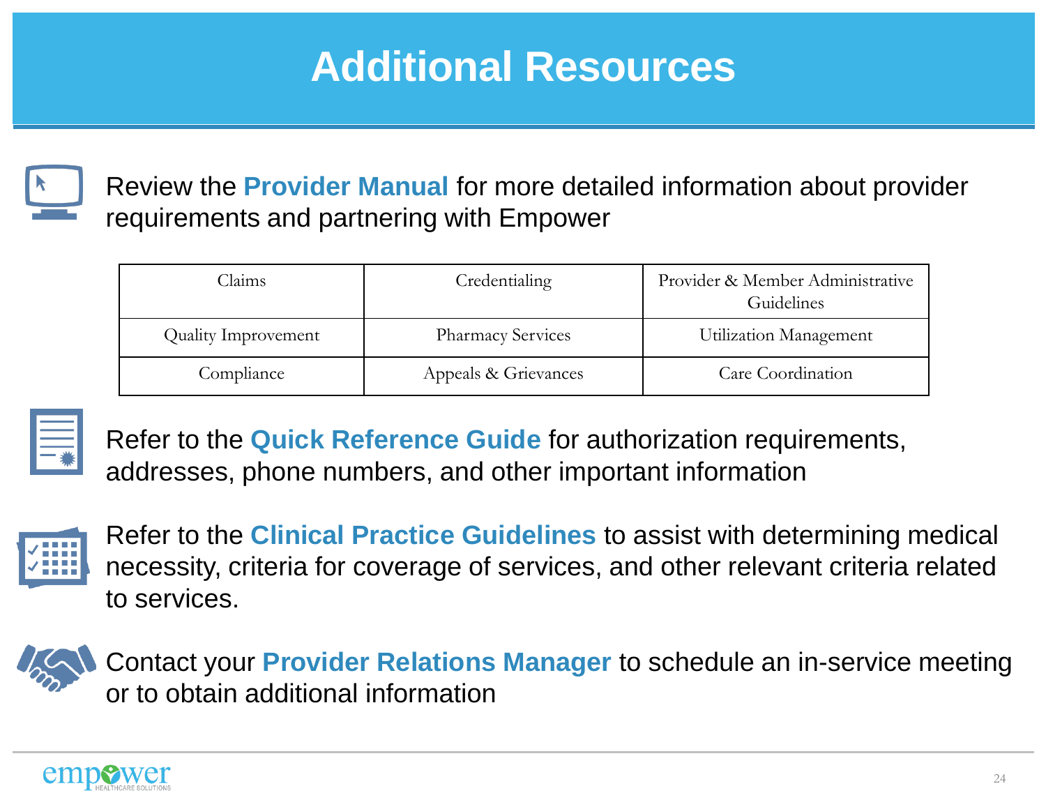# Additional Resources

Review the **Provider Manual** for more detailed information about provider requirements and partnering with Empower

| Claims | Credentialing | Provider & Member Administrative Guidelines |
|---|---|---|
| Quality Improvement | Pharmacy Services | Utilization Management |
| Compliance | Appeals & Grievances | Care Coordination |

Refer to the **Quick Reference Guide** for authorization requirements, addresses, phone numbers, and other important information

Refer to the **Clinical Practice Guidelines** to assist with determining medical necessity, criteria for coverage of services, and other relevant criteria related to services.

Contact your **Provider Relations Manager** to schedule an in-service meeting or to obtain additional information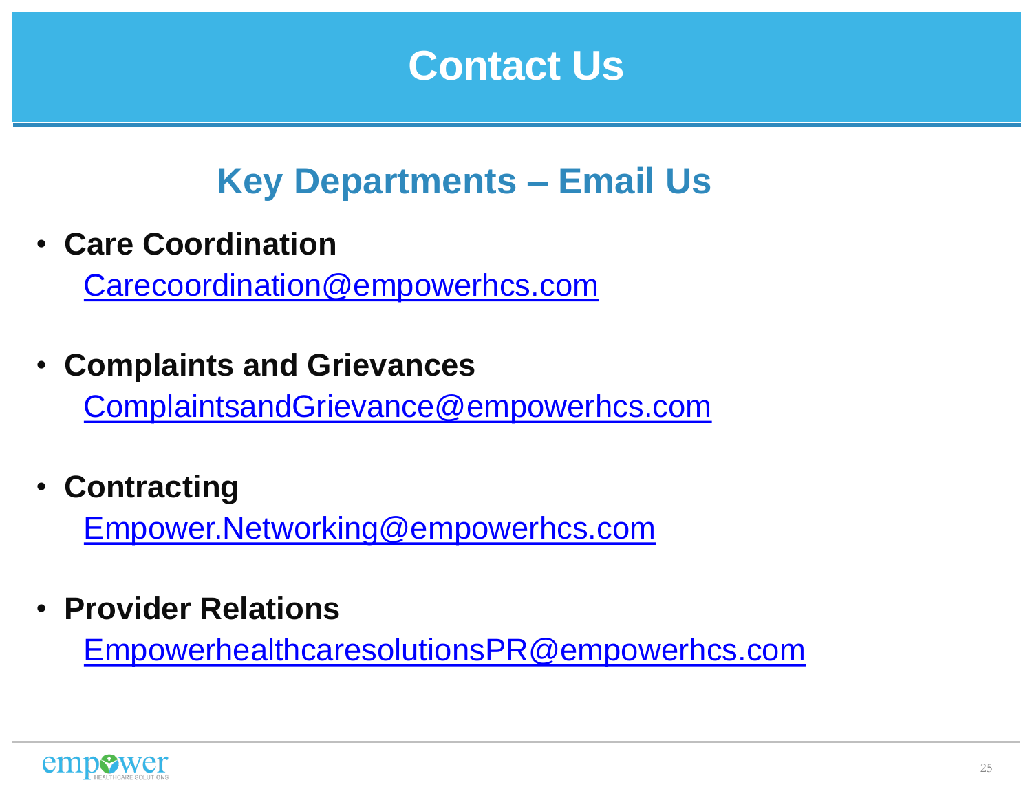# Contact Us

## Key Departments – Email Us

- **Care Coordination**
  Carecoordination@empowerhcs.com

- **Complaints and Grievances**
  ComplaintsandGrievance@empowerhcs.com

- **Contracting**
  Empower.Networking@empowerhcs.com

- **Provider Relations**
  EmpowerhealthcaresolutionsPR@empowerhcs.com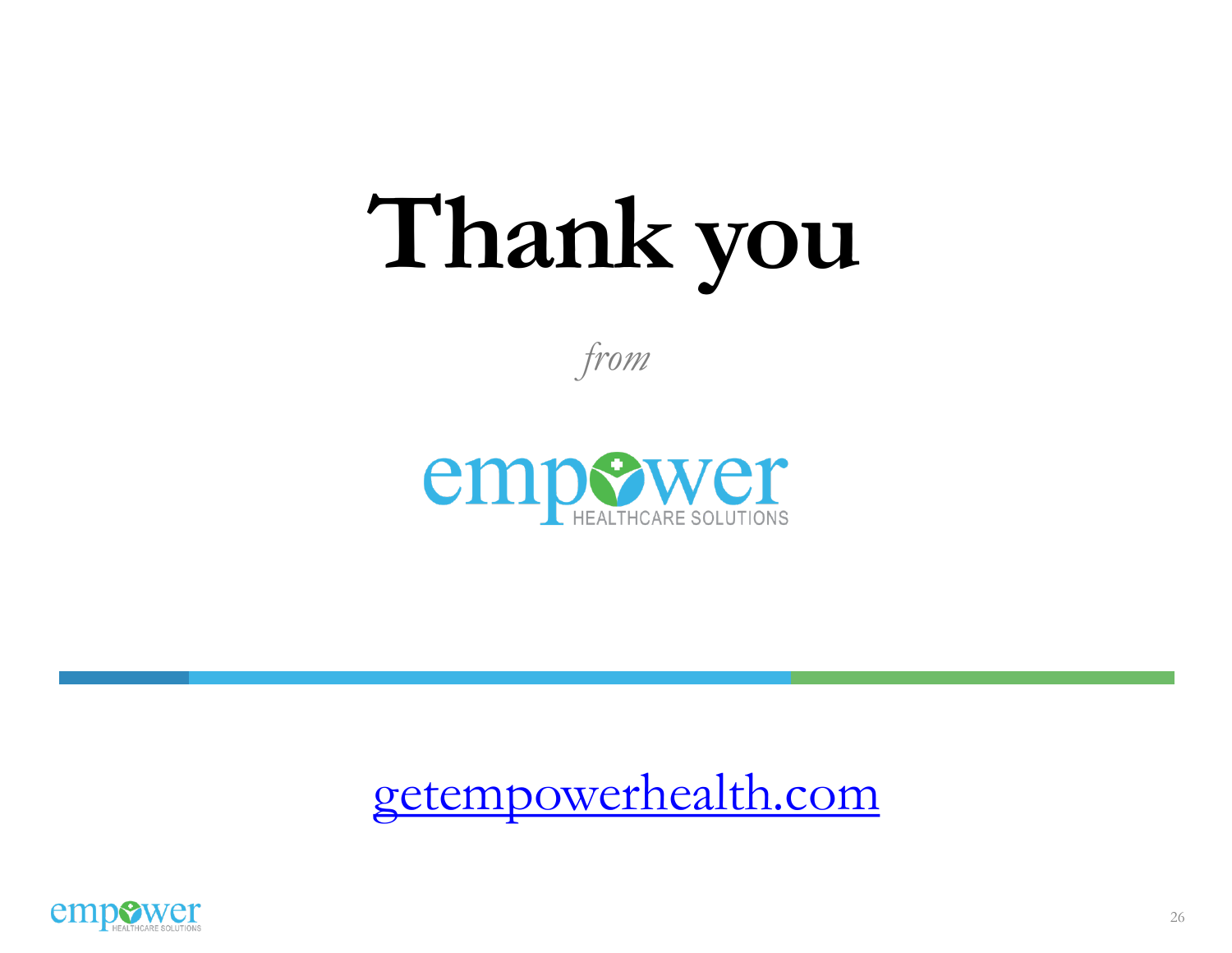# Thank you

*from*

empower
HEALTHCARE SOLUTIONS

getempowerhealth.com